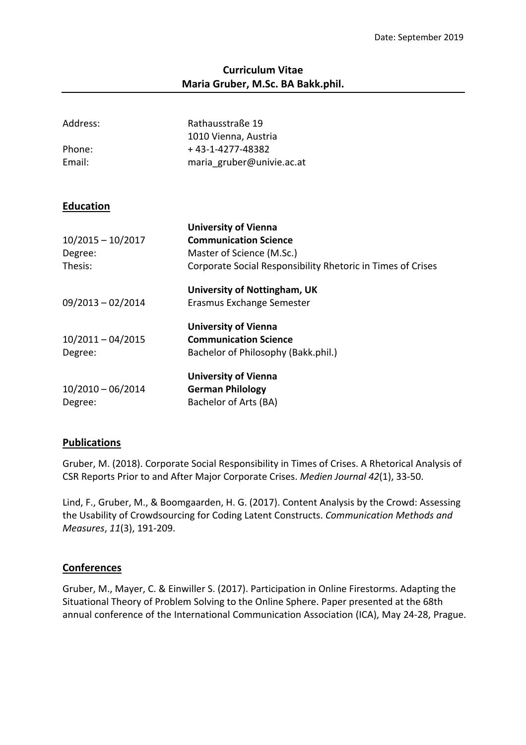Date: September 2019

# Curriculum Vitae
# Maria Gruber, M.Sc. BA Bakk.phil.

| | |
|---|---|
| Address: | Rathausstraße 19 |
| | 1010 Vienna, Austria |
| Phone: | + 43-1-4277-48382 |
| Email: | maria_gruber@univie.ac.at |

## Education

| | |
|---|---|
| | **University of Vienna** |
| 10/2015 – 10/2017 | **Communication Science** |
| Degree: | Master of Science (M.Sc.) |
| Thesis: | Corporate Social Responsibility Rhetoric in Times of Crises |
| | **University of Nottingham, UK** |
| 09/2013 – 02/2014 | Erasmus Exchange Semester |
| | **University of Vienna** |
| 10/2011 – 04/2015 | **Communication Science** |
| Degree: | Bachelor of Philosophy (Bakk.phil.) |
| | **University of Vienna** |
| 10/2010 – 06/2014 | **German Philology** |
| Degree: | Bachelor of Arts (BA) |

## Publications

Gruber, M. (2018). Corporate Social Responsibility in Times of Crises. A Rhetorical Analysis of CSR Reports Prior to and After Major Corporate Crises. *Medien Journal 42*(1), 33-50.

Lind, F., Gruber, M., & Boomgaarden, H. G. (2017). Content Analysis by the Crowd: Assessing the Usability of Crowdsourcing for Coding Latent Constructs. *Communication Methods and Measures*, *11*(3), 191-209.

## Conferences

Gruber, M., Mayer, C. & Einwiller S. (2017). Participation in Online Firestorms. Adapting the Situational Theory of Problem Solving to the Online Sphere. Paper presented at the 68th annual conference of the International Communication Association (ICA), May 24-28, Prague.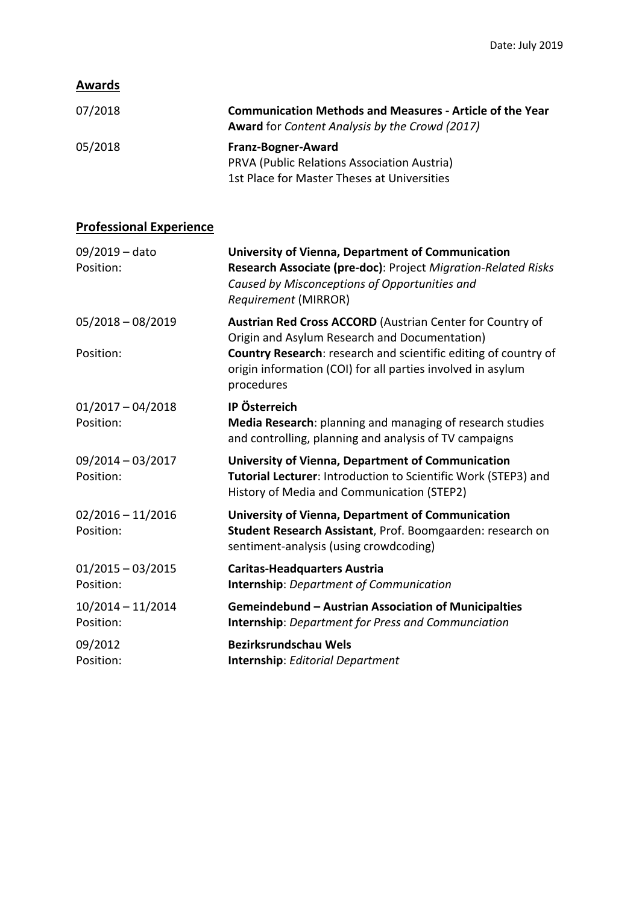Date: July 2019

## Awards

| | |
|---|---|
| 07/2018 | **Communication Methods and Measures - Article of the Year Award** for *Content Analysis by the Crowd (2017)* |
| 05/2018 | **Franz-Bogner-Award**<br>PRVA (Public Relations Association Austria)<br>1st Place for Master Theses at Universities |

## Professional Experience

| | |
|---|---|
| 09/2019 – dato<br>Position: | **University of Vienna, Department of Communication**<br>**Research Associate (pre-doc)**: Project *Migration-Related Risks Caused by Misconceptions of Opportunities and Requirement* (MIRROR) |
| 05/2018 – 08/2019<br>Position: | **Austrian Red Cross ACCORD** (Austrian Center for Country of Origin and Asylum Research and Documentation)<br>**Country Research**: research and scientific editing of country of origin information (COI) for all parties involved in asylum procedures |
| 01/2017 – 04/2018<br>Position: | **IP Österreich**<br>**Media Research**: planning and managing of research studies and controlling, planning and analysis of TV campaigns |
| 09/2014 – 03/2017<br>Position: | **University of Vienna, Department of Communication**<br>**Tutorial Lecturer**: Introduction to Scientific Work (STEP3) and History of Media and Communication (STEP2) |
| 02/2016 – 11/2016<br>Position: | **University of Vienna, Department of Communication**<br>**Student Research Assistant**, Prof. Boomgaarden: research on sentiment-analysis (using crowdcoding) |
| 01/2015 – 03/2015<br>Position: | **Caritas-Headquarters Austria**<br>**Internship**: *Department of Communication* |
| 10/2014 – 11/2014<br>Position: | **Gemeindebund – Austrian Association of Municipalties**<br>**Internship**: *Department for Press and Communciation* |
| 09/2012<br>Position: | **Bezirksrundschau Wels**<br>**Internship**: *Editorial Department* |